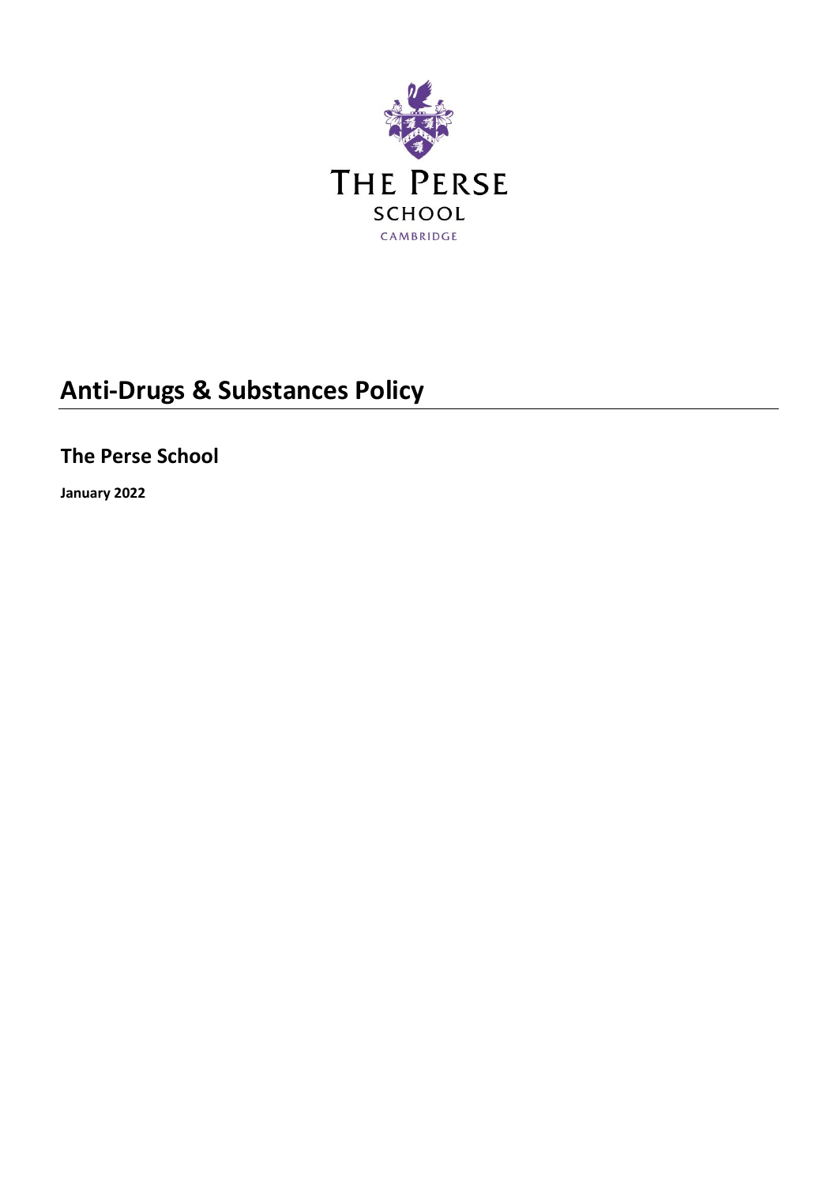THE PERSE

SCHOOL

CAMBRIDGE

# Anti-Drugs & Substances Policy

## The Perse School

**January 2022**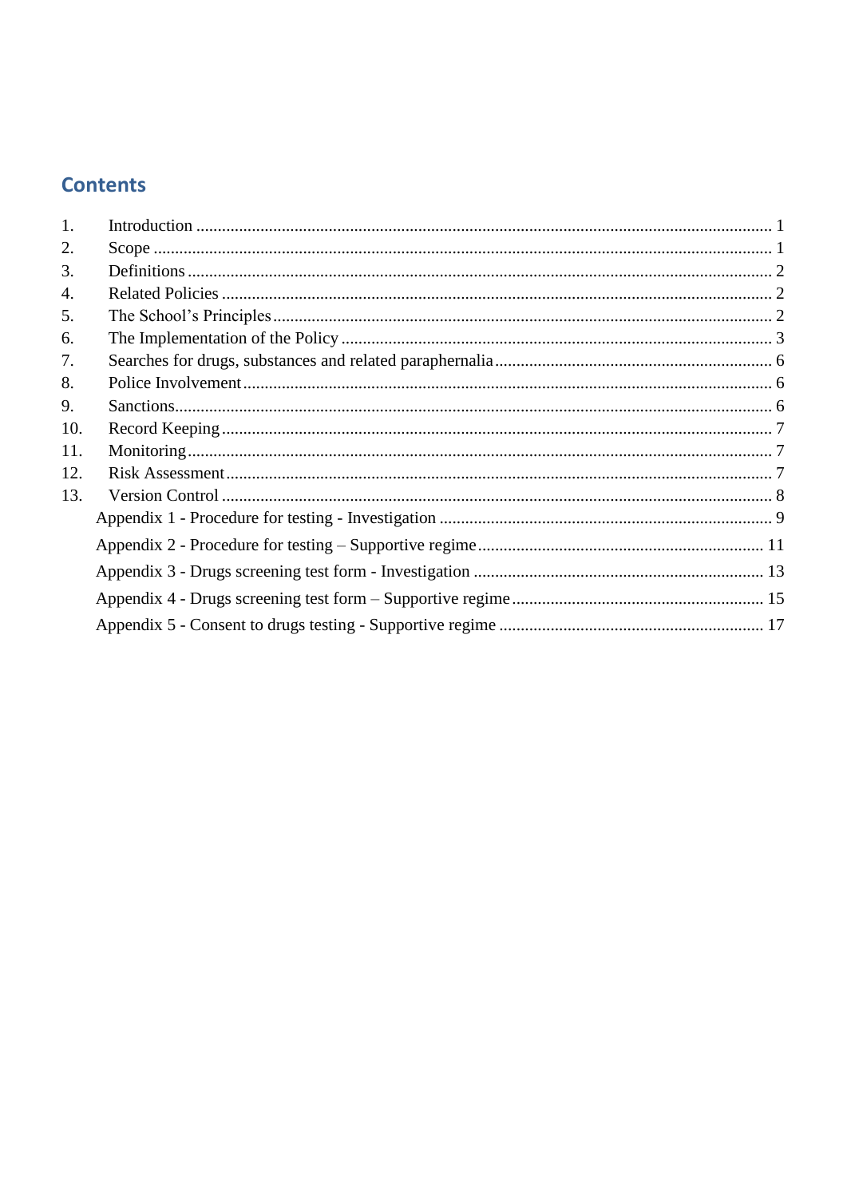# Contents

1. Introduction ..................................................................................................................... 1
2. Scope ............................................................................................................................... 1
3. Definitions ........................................................................................................................ 2
4. Related Policies ................................................................................................................ 2
5. The School's Principles .................................................................................................... 2
6. The Implementation of the Policy .................................................................................... 3
7. Searches for drugs, substances and related paraphernalia ................................................ 6
8. Police Involvement ........................................................................................................... 6
9. Sanctions .......................................................................................................................... 6
10. Record Keeping ................................................................................................................ 7
11. Monitoring ........................................................................................................................ 7
12. Risk Assessment ............................................................................................................... 7
13. Version Control ................................................................................................................ 8

Appendix 1 - Procedure for testing - Investigation ............................................................. 9

Appendix 2 - Procedure for testing – Supportive regime .................................................. 11

Appendix 3 - Drugs screening test form - Investigation ................................................... 13

Appendix 4 - Drugs screening test form – Supportive regime .......................................... 15

Appendix 5 - Consent to drugs testing - Supportive regime ............................................. 17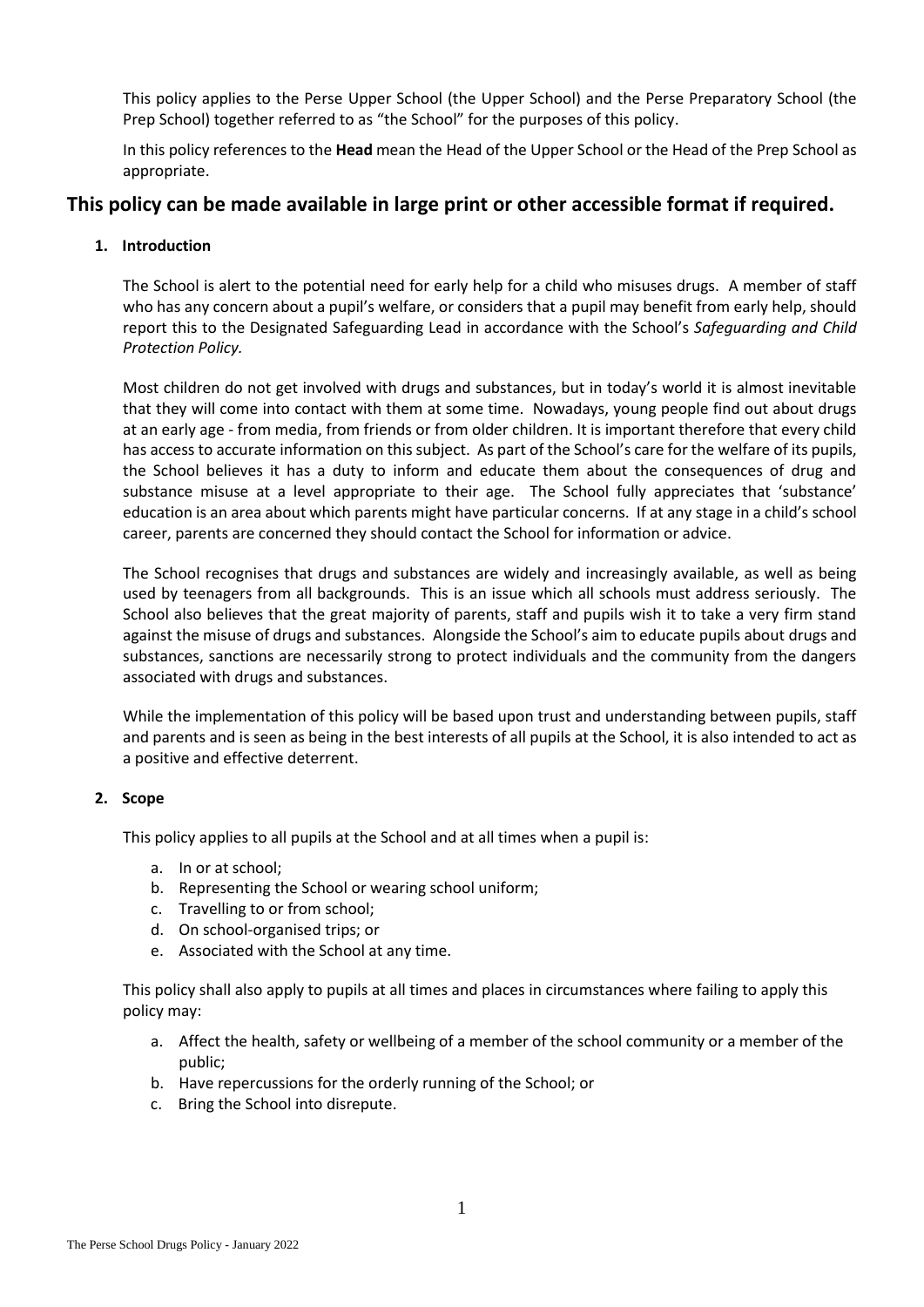This policy applies to the Perse Upper School (the Upper School) and the Perse Preparatory School (the Prep School) together referred to as "the School" for the purposes of this policy.

In this policy references to the **Head** mean the Head of the Upper School or the Head of the Prep School as appropriate.

## This policy can be made available in large print or other accessible format if required.

### 1. Introduction

The School is alert to the potential need for early help for a child who misuses drugs. A member of staff who has any concern about a pupil's welfare, or considers that a pupil may benefit from early help, should report this to the Designated Safeguarding Lead in accordance with the School's *Safeguarding and Child Protection Policy.*

Most children do not get involved with drugs and substances, but in today's world it is almost inevitable that they will come into contact with them at some time. Nowadays, young people find out about drugs at an early age - from media, from friends or from older children. It is important therefore that every child has access to accurate information on this subject. As part of the School's care for the welfare of its pupils, the School believes it has a duty to inform and educate them about the consequences of drug and substance misuse at a level appropriate to their age. The School fully appreciates that 'substance' education is an area about which parents might have particular concerns. If at any stage in a child's school career, parents are concerned they should contact the School for information or advice.

The School recognises that drugs and substances are widely and increasingly available, as well as being used by teenagers from all backgrounds. This is an issue which all schools must address seriously. The School also believes that the great majority of parents, staff and pupils wish it to take a very firm stand against the misuse of drugs and substances. Alongside the School's aim to educate pupils about drugs and substances, sanctions are necessarily strong to protect individuals and the community from the dangers associated with drugs and substances.

While the implementation of this policy will be based upon trust and understanding between pupils, staff and parents and is seen as being in the best interests of all pupils at the School, it is also intended to act as a positive and effective deterrent.

### 2. Scope

This policy applies to all pupils at the School and at all times when a pupil is:

a. In or at school;
b. Representing the School or wearing school uniform;
c. Travelling to or from school;
d. On school-organised trips; or
e. Associated with the School at any time.

This policy shall also apply to pupils at all times and places in circumstances where failing to apply this policy may:

a. Affect the health, safety or wellbeing of a member of the school community or a member of the public;
b. Have repercussions for the orderly running of the School; or
c. Bring the School into disrepute.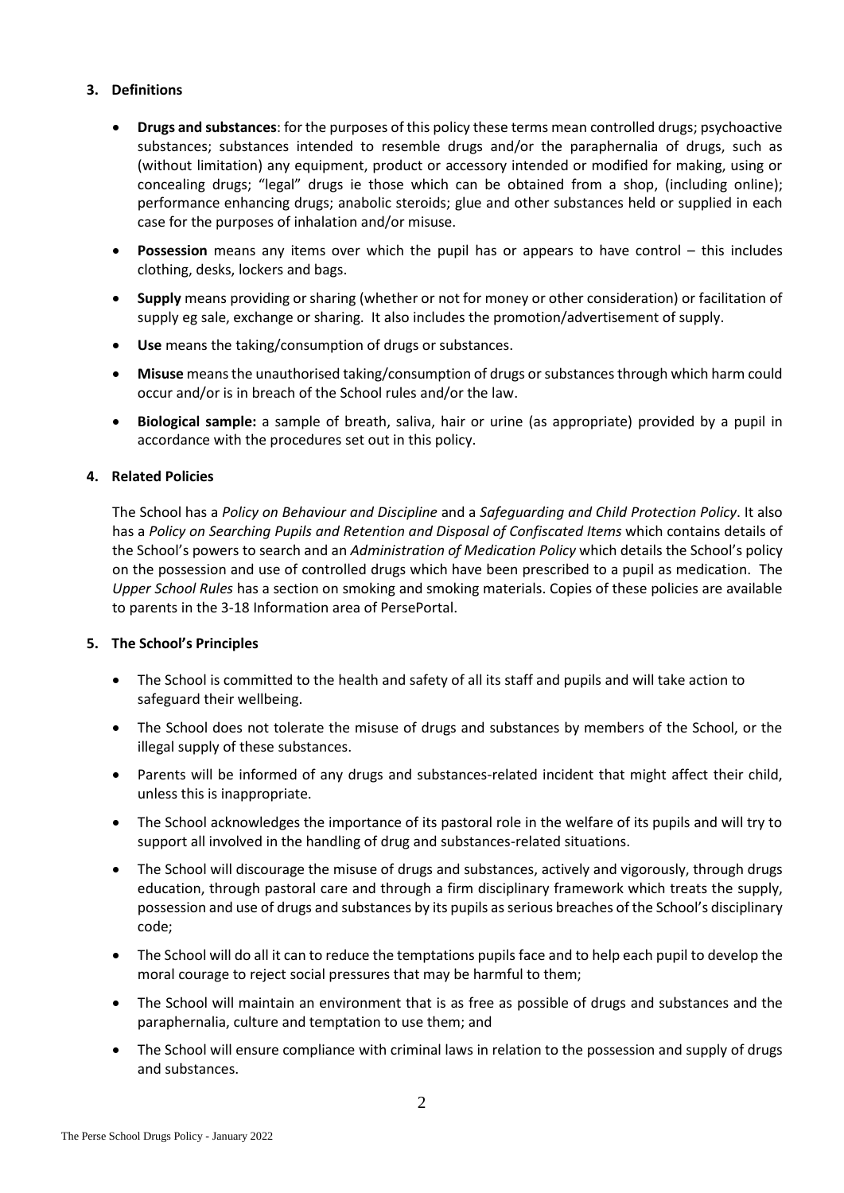## 3. Definitions

- **Drugs and substances**: for the purposes of this policy these terms mean controlled drugs; psychoactive substances; substances intended to resemble drugs and/or the paraphernalia of drugs, such as (without limitation) any equipment, product or accessory intended or modified for making, using or concealing drugs; "legal" drugs ie those which can be obtained from a shop, (including online); performance enhancing drugs; anabolic steroids; glue and other substances held or supplied in each case for the purposes of inhalation and/or misuse.
- **Possession** means any items over which the pupil has or appears to have control – this includes clothing, desks, lockers and bags.
- **Supply** means providing or sharing (whether or not for money or other consideration) or facilitation of supply eg sale, exchange or sharing. It also includes the promotion/advertisement of supply.
- **Use** means the taking/consumption of drugs or substances.
- **Misuse** means the unauthorised taking/consumption of drugs or substances through which harm could occur and/or is in breach of the School rules and/or the law.
- **Biological sample:** a sample of breath, saliva, hair or urine (as appropriate) provided by a pupil in accordance with the procedures set out in this policy.

## 4. Related Policies

The School has a *Policy on Behaviour and Discipline* and a *Safeguarding and Child Protection Policy*. It also has a *Policy on Searching Pupils and Retention and Disposal of Confiscated Items* which contains details of the School's powers to search and an *Administration of Medication Policy* which details the School's policy on the possession and use of controlled drugs which have been prescribed to a pupil as medication. The *Upper School Rules* has a section on smoking and smoking materials. Copies of these policies are available to parents in the 3-18 Information area of PersePortal.

## 5. The School's Principles

- The School is committed to the health and safety of all its staff and pupils and will take action to safeguard their wellbeing.
- The School does not tolerate the misuse of drugs and substances by members of the School, or the illegal supply of these substances.
- Parents will be informed of any drugs and substances-related incident that might affect their child, unless this is inappropriate.
- The School acknowledges the importance of its pastoral role in the welfare of its pupils and will try to support all involved in the handling of drug and substances-related situations.
- The School will discourage the misuse of drugs and substances, actively and vigorously, through drugs education, through pastoral care and through a firm disciplinary framework which treats the supply, possession and use of drugs and substances by its pupils as serious breaches of the School's disciplinary code;
- The School will do all it can to reduce the temptations pupils face and to help each pupil to develop the moral courage to reject social pressures that may be harmful to them;
- The School will maintain an environment that is as free as possible of drugs and substances and the paraphernalia, culture and temptation to use them; and
- The School will ensure compliance with criminal laws in relation to the possession and supply of drugs and substances.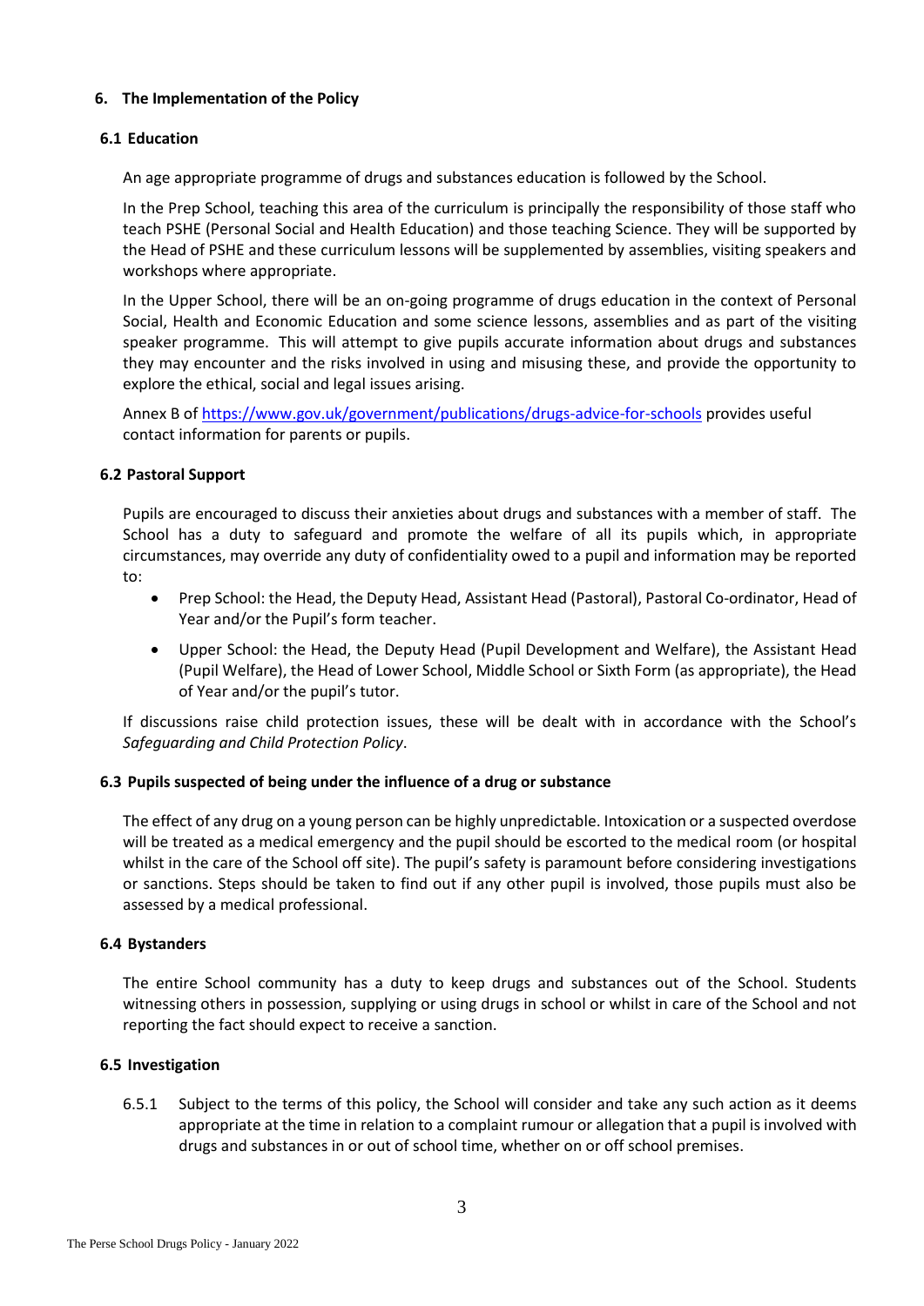## 6. The Implementation of the Policy

### 6.1 Education

An age appropriate programme of drugs and substances education is followed by the School.

In the Prep School, teaching this area of the curriculum is principally the responsibility of those staff who teach PSHE (Personal Social and Health Education) and those teaching Science. They will be supported by the Head of PSHE and these curriculum lessons will be supplemented by assemblies, visiting speakers and workshops where appropriate.

In the Upper School, there will be an on-going programme of drugs education in the context of Personal Social, Health and Economic Education and some science lessons, assemblies and as part of the visiting speaker programme. This will attempt to give pupils accurate information about drugs and substances they may encounter and the risks involved in using and misusing these, and provide the opportunity to explore the ethical, social and legal issues arising.

Annex B of [https://www.gov.uk/government/publications/drugs-advice-for-schools](https://www.gov.uk/government/publications/drugs-advice-for-schools) provides useful contact information for parents or pupils.

### 6.2 Pastoral Support

Pupils are encouraged to discuss their anxieties about drugs and substances with a member of staff. The School has a duty to safeguard and promote the welfare of all its pupils which, in appropriate circumstances, may override any duty of confidentiality owed to a pupil and information may be reported to:

- Prep School: the Head, the Deputy Head, Assistant Head (Pastoral), Pastoral Co-ordinator, Head of Year and/or the Pupil's form teacher.
- Upper School: the Head, the Deputy Head (Pupil Development and Welfare), the Assistant Head (Pupil Welfare), the Head of Lower School, Middle School or Sixth Form (as appropriate), the Head of Year and/or the pupil's tutor.

If discussions raise child protection issues, these will be dealt with in accordance with the School's *Safeguarding and Child Protection Policy*.

### 6.3 Pupils suspected of being under the influence of a drug or substance

The effect of any drug on a young person can be highly unpredictable. Intoxication or a suspected overdose will be treated as a medical emergency and the pupil should be escorted to the medical room (or hospital whilst in the care of the School off site). The pupil's safety is paramount before considering investigations or sanctions. Steps should be taken to find out if any other pupil is involved, those pupils must also be assessed by a medical professional.

### 6.4 Bystanders

The entire School community has a duty to keep drugs and substances out of the School. Students witnessing others in possession, supplying or using drugs in school or whilst in care of the School and not reporting the fact should expect to receive a sanction.

### 6.5 Investigation

6.5.1 Subject to the terms of this policy, the School will consider and take any such action as it deems appropriate at the time in relation to a complaint rumour or allegation that a pupil is involved with drugs and substances in or out of school time, whether on or off school premises.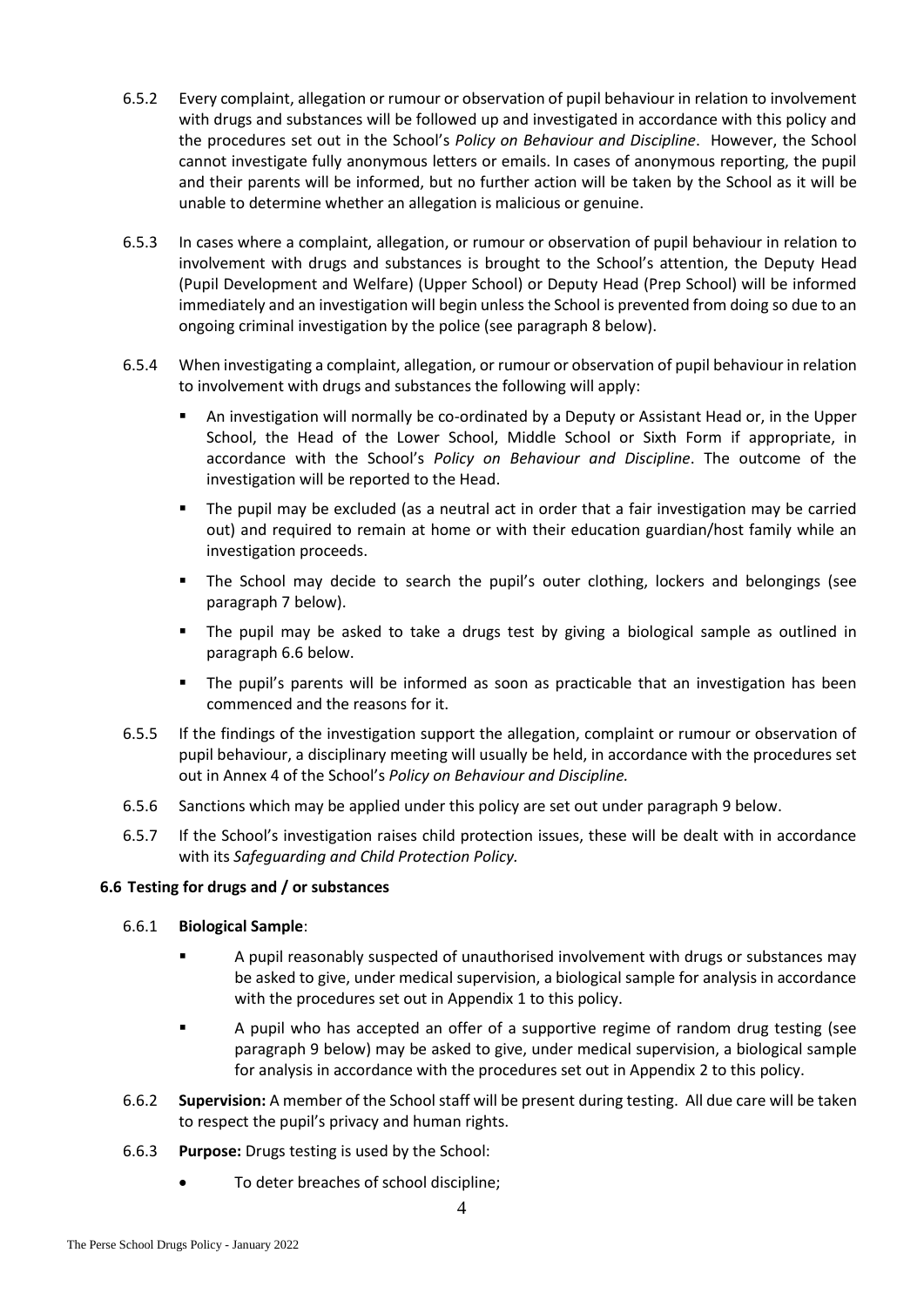6.5.2 Every complaint, allegation or rumour or observation of pupil behaviour in relation to involvement with drugs and substances will be followed up and investigated in accordance with this policy and the procedures set out in the School's *Policy on Behaviour and Discipline*. However, the School cannot investigate fully anonymous letters or emails. In cases of anonymous reporting, the pupil and their parents will be informed, but no further action will be taken by the School as it will be unable to determine whether an allegation is malicious or genuine.

6.5.3 In cases where a complaint, allegation, or rumour or observation of pupil behaviour in relation to involvement with drugs and substances is brought to the School's attention, the Deputy Head (Pupil Development and Welfare) (Upper School) or Deputy Head (Prep School) will be informed immediately and an investigation will begin unless the School is prevented from doing so due to an ongoing criminal investigation by the police (see paragraph 8 below).

6.5.4 When investigating a complaint, allegation, or rumour or observation of pupil behaviour in relation to involvement with drugs and substances the following will apply:

- An investigation will normally be co-ordinated by a Deputy or Assistant Head or, in the Upper School, the Head of the Lower School, Middle School or Sixth Form if appropriate, in accordance with the School's *Policy on Behaviour and Discipline*. The outcome of the investigation will be reported to the Head.
- The pupil may be excluded (as a neutral act in order that a fair investigation may be carried out) and required to remain at home or with their education guardian/host family while an investigation proceeds.
- The School may decide to search the pupil's outer clothing, lockers and belongings (see paragraph 7 below).
- The pupil may be asked to take a drugs test by giving a biological sample as outlined in paragraph 6.6 below.
- The pupil's parents will be informed as soon as practicable that an investigation has been commenced and the reasons for it.

6.5.5 If the findings of the investigation support the allegation, complaint or rumour or observation of pupil behaviour, a disciplinary meeting will usually be held, in accordance with the procedures set out in Annex 4 of the School's *Policy on Behaviour and Discipline.*

6.5.6 Sanctions which may be applied under this policy are set out under paragraph 9 below.

6.5.7 If the School's investigation raises child protection issues, these will be dealt with in accordance with its *Safeguarding and Child Protection Policy.*

### 6.6 Testing for drugs and / or substances

6.6.1 **Biological Sample**:

- A pupil reasonably suspected of unauthorised involvement with drugs or substances may be asked to give, under medical supervision, a biological sample for analysis in accordance with the procedures set out in Appendix 1 to this policy.
- A pupil who has accepted an offer of a supportive regime of random drug testing (see paragraph 9 below) may be asked to give, under medical supervision, a biological sample for analysis in accordance with the procedures set out in Appendix 2 to this policy.

6.6.2 **Supervision:** A member of the School staff will be present during testing. All due care will be taken to respect the pupil's privacy and human rights.

6.6.3 **Purpose:** Drugs testing is used by the School:

- To deter breaches of school discipline;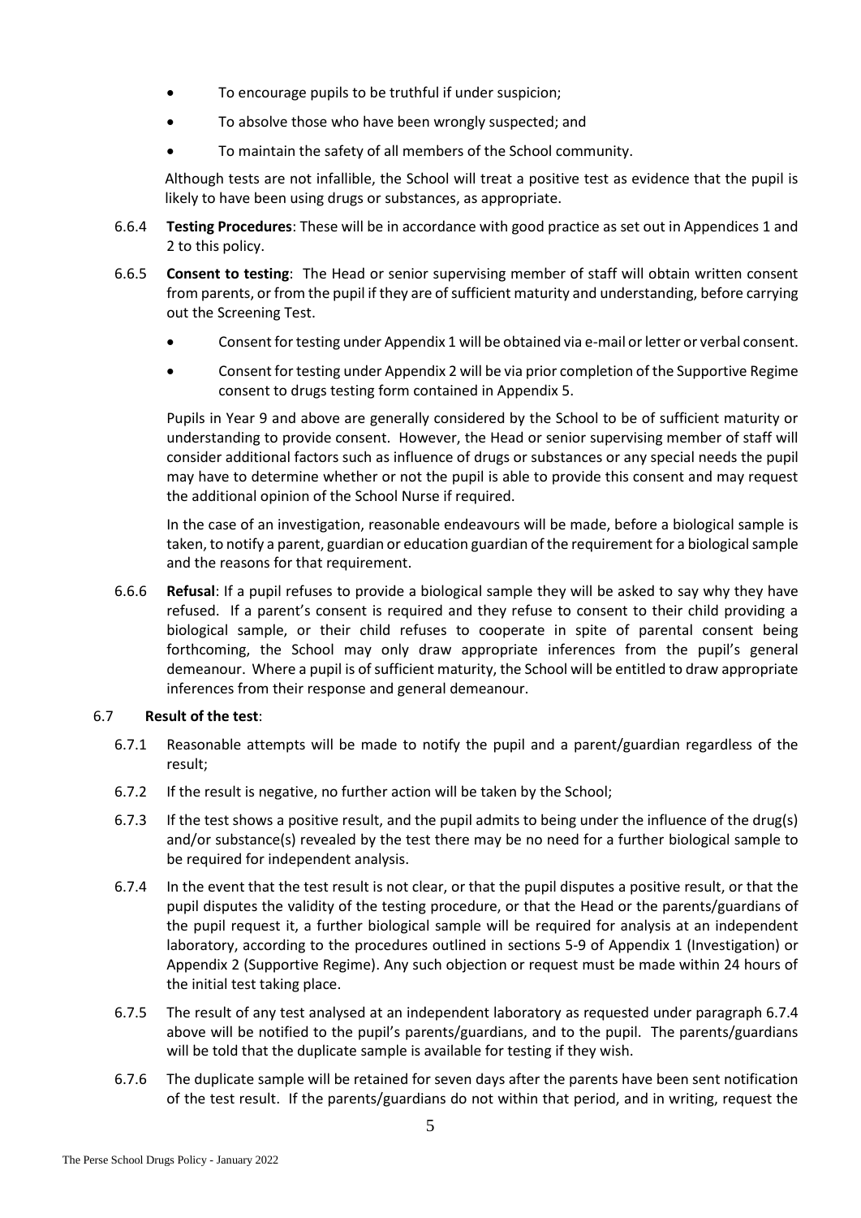- To encourage pupils to be truthful if under suspicion;
- To absolve those who have been wrongly suspected; and
- To maintain the safety of all members of the School community.

Although tests are not infallible, the School will treat a positive test as evidence that the pupil is likely to have been using drugs or substances, as appropriate.

6.6.4 **Testing Procedures**: These will be in accordance with good practice as set out in Appendices 1 and 2 to this policy.

6.6.5 **Consent to testing**: The Head or senior supervising member of staff will obtain written consent from parents, or from the pupil if they are of sufficient maturity and understanding, before carrying out the Screening Test.

- Consent for testing under Appendix 1 will be obtained via e-mail or letter or verbal consent.
- Consent for testing under Appendix 2 will be via prior completion of the Supportive Regime consent to drugs testing form contained in Appendix 5.

Pupils in Year 9 and above are generally considered by the School to be of sufficient maturity or understanding to provide consent. However, the Head or senior supervising member of staff will consider additional factors such as influence of drugs or substances or any special needs the pupil may have to determine whether or not the pupil is able to provide this consent and may request the additional opinion of the School Nurse if required.

In the case of an investigation, reasonable endeavours will be made, before a biological sample is taken, to notify a parent, guardian or education guardian of the requirement for a biological sample and the reasons for that requirement.

6.6.6 **Refusal**: If a pupil refuses to provide a biological sample they will be asked to say why they have refused. If a parent's consent is required and they refuse to consent to their child providing a biological sample, or their child refuses to cooperate in spite of parental consent being forthcoming, the School may only draw appropriate inferences from the pupil's general demeanour. Where a pupil is of sufficient maturity, the School will be entitled to draw appropriate inferences from their response and general demeanour.

6.7 **Result of the test**:

6.7.1 Reasonable attempts will be made to notify the pupil and a parent/guardian regardless of the result;

6.7.2 If the result is negative, no further action will be taken by the School;

6.7.3 If the test shows a positive result, and the pupil admits to being under the influence of the drug(s) and/or substance(s) revealed by the test there may be no need for a further biological sample to be required for independent analysis.

6.7.4 In the event that the test result is not clear, or that the pupil disputes a positive result, or that the pupil disputes the validity of the testing procedure, or that the Head or the parents/guardians of the pupil request it, a further biological sample will be required for analysis at an independent laboratory, according to the procedures outlined in sections 5-9 of Appendix 1 (Investigation) or Appendix 2 (Supportive Regime). Any such objection or request must be made within 24 hours of the initial test taking place.

6.7.5 The result of any test analysed at an independent laboratory as requested under paragraph 6.7.4 above will be notified to the pupil's parents/guardians, and to the pupil. The parents/guardians will be told that the duplicate sample is available for testing if they wish.

6.7.6 The duplicate sample will be retained for seven days after the parents have been sent notification of the test result. If the parents/guardians do not within that period, and in writing, request the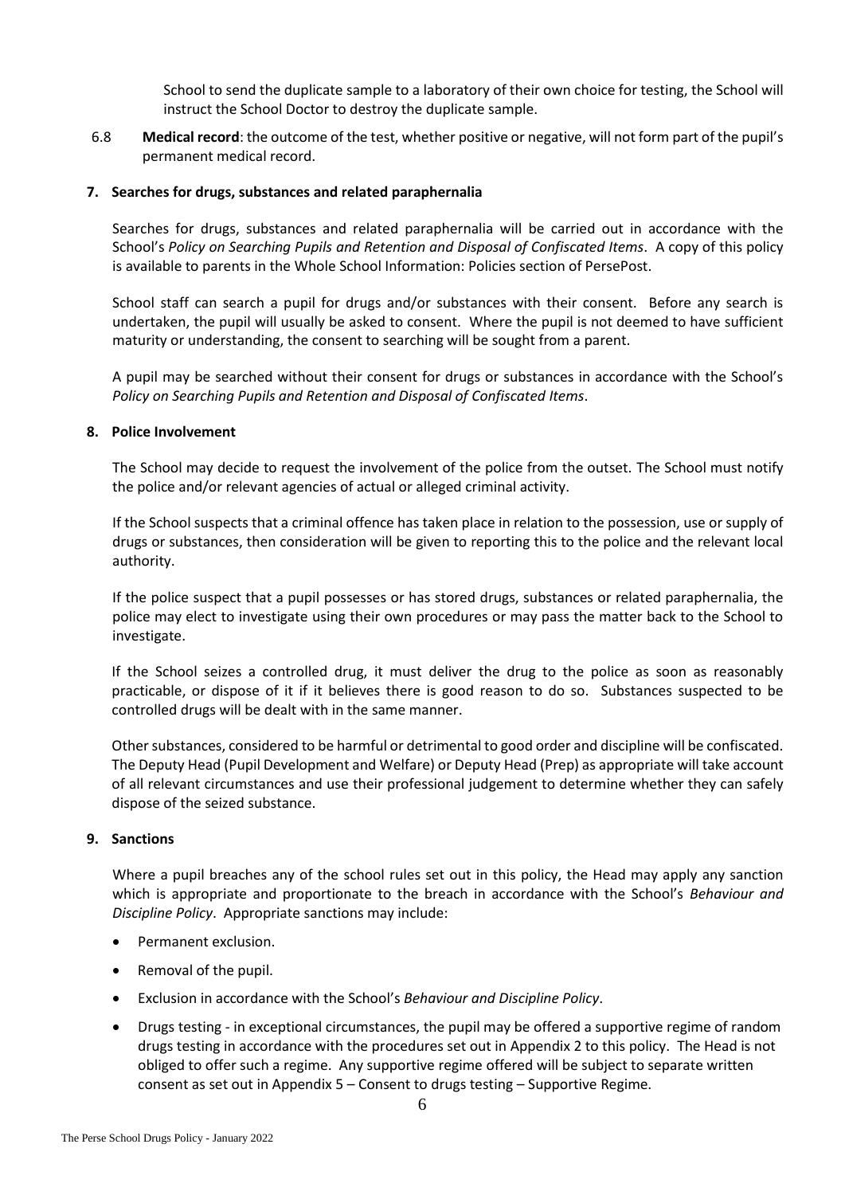School to send the duplicate sample to a laboratory of their own choice for testing, the School will instruct the School Doctor to destroy the duplicate sample.

6.8 **Medical record**: the outcome of the test, whether positive or negative, will not form part of the pupil's permanent medical record.

## 7. Searches for drugs, substances and related paraphernalia

Searches for drugs, substances and related paraphernalia will be carried out in accordance with the School's *Policy on Searching Pupils and Retention and Disposal of Confiscated Items*. A copy of this policy is available to parents in the Whole School Information: Policies section of PersePost.

School staff can search a pupil for drugs and/or substances with their consent. Before any search is undertaken, the pupil will usually be asked to consent. Where the pupil is not deemed to have sufficient maturity or understanding, the consent to searching will be sought from a parent.

A pupil may be searched without their consent for drugs or substances in accordance with the School's *Policy on Searching Pupils and Retention and Disposal of Confiscated Items*.

## 8. Police Involvement

The School may decide to request the involvement of the police from the outset. The School must notify the police and/or relevant agencies of actual or alleged criminal activity.

If the School suspects that a criminal offence has taken place in relation to the possession, use or supply of drugs or substances, then consideration will be given to reporting this to the police and the relevant local authority.

If the police suspect that a pupil possesses or has stored drugs, substances or related paraphernalia, the police may elect to investigate using their own procedures or may pass the matter back to the School to investigate.

If the School seizes a controlled drug, it must deliver the drug to the police as soon as reasonably practicable, or dispose of it if it believes there is good reason to do so. Substances suspected to be controlled drugs will be dealt with in the same manner.

Other substances, considered to be harmful or detrimental to good order and discipline will be confiscated. The Deputy Head (Pupil Development and Welfare) or Deputy Head (Prep) as appropriate will take account of all relevant circumstances and use their professional judgement to determine whether they can safely dispose of the seized substance.

## 9. Sanctions

Where a pupil breaches any of the school rules set out in this policy, the Head may apply any sanction which is appropriate and proportionate to the breach in accordance with the School's *Behaviour and Discipline Policy*. Appropriate sanctions may include:

- Permanent exclusion.
- Removal of the pupil.
- Exclusion in accordance with the School's *Behaviour and Discipline Policy*.
- Drugs testing - in exceptional circumstances, the pupil may be offered a supportive regime of random drugs testing in accordance with the procedures set out in Appendix 2 to this policy. The Head is not obliged to offer such a regime. Any supportive regime offered will be subject to separate written consent as set out in Appendix 5 – Consent to drugs testing – Supportive Regime.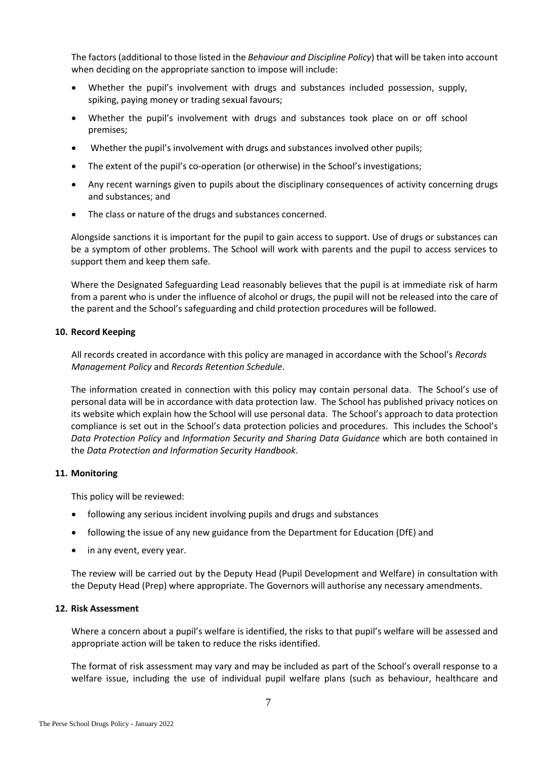The factors (additional to those listed in the *Behaviour and Discipline Policy*) that will be taken into account when deciding on the appropriate sanction to impose will include:

- Whether the pupil's involvement with drugs and substances included possession, supply, spiking, paying money or trading sexual favours;
- Whether the pupil's involvement with drugs and substances took place on or off school premises;
- Whether the pupil's involvement with drugs and substances involved other pupils;
- The extent of the pupil's co-operation (or otherwise) in the School's investigations;
- Any recent warnings given to pupils about the disciplinary consequences of activity concerning drugs and substances; and
- The class or nature of the drugs and substances concerned.

Alongside sanctions it is important for the pupil to gain access to support. Use of drugs or substances can be a symptom of other problems. The School will work with parents and the pupil to access services to support them and keep them safe.

Where the Designated Safeguarding Lead reasonably believes that the pupil is at immediate risk of harm from a parent who is under the influence of alcohol or drugs, the pupil will not be released into the care of the parent and the School's safeguarding and child protection procedures will be followed.

## 10. Record Keeping

All records created in accordance with this policy are managed in accordance with the School's *Records Management Policy* and *Records Retention Schedule*.

The information created in connection with this policy may contain personal data. The School's use of personal data will be in accordance with data protection law. The School has published privacy notices on its website which explain how the School will use personal data. The School's approach to data protection compliance is set out in the School's data protection policies and procedures. This includes the School's *Data Protection Policy* and *Information Security and Sharing Data Guidance* which are both contained in the *Data Protection and Information Security Handbook*.

## 11. Monitoring

This policy will be reviewed:

- following any serious incident involving pupils and drugs and substances
- following the issue of any new guidance from the Department for Education (DfE) and
- in any event, every year.

The review will be carried out by the Deputy Head (Pupil Development and Welfare) in consultation with the Deputy Head (Prep) where appropriate. The Governors will authorise any necessary amendments.

## 12. Risk Assessment

Where a concern about a pupil's welfare is identified, the risks to that pupil's welfare will be assessed and appropriate action will be taken to reduce the risks identified.

The format of risk assessment may vary and may be included as part of the School's overall response to a welfare issue, including the use of individual pupil welfare plans (such as behaviour, healthcare and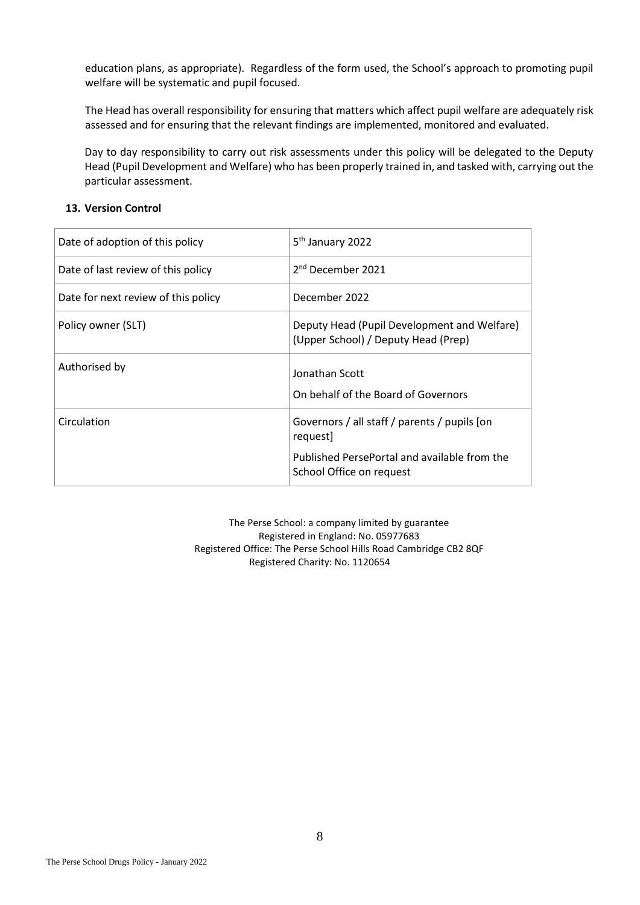education plans, as appropriate). Regardless of the form used, the School's approach to promoting pupil welfare will be systematic and pupil focused.

The Head has overall responsibility for ensuring that matters which affect pupil welfare are adequately risk assessed and for ensuring that the relevant findings are implemented, monitored and evaluated.

Day to day responsibility to carry out risk assessments under this policy will be delegated to the Deputy Head (Pupil Development and Welfare) who has been properly trained in, and tasked with, carrying out the particular assessment.

### 13. Version Control

| | |
|---|---|
| Date of adoption of this policy | 5th January 2022 |
| Date of last review of this policy | 2nd December 2021 |
| Date for next review of this policy | December 2022 |
| Policy owner (SLT) | Deputy Head (Pupil Development and Welfare) (Upper School) / Deputy Head (Prep) |
| Authorised by | Jonathan Scott<br><br>On behalf of the Board of Governors |
| Circulation | Governors / all staff / parents / pupils [on request]<br><br>Published PersePortal and available from the School Office on request |

The Perse School: a company limited by guarantee
Registered in England: No. 05977683
Registered Office: The Perse School Hills Road Cambridge CB2 8QF
Registered Charity: No. 1120654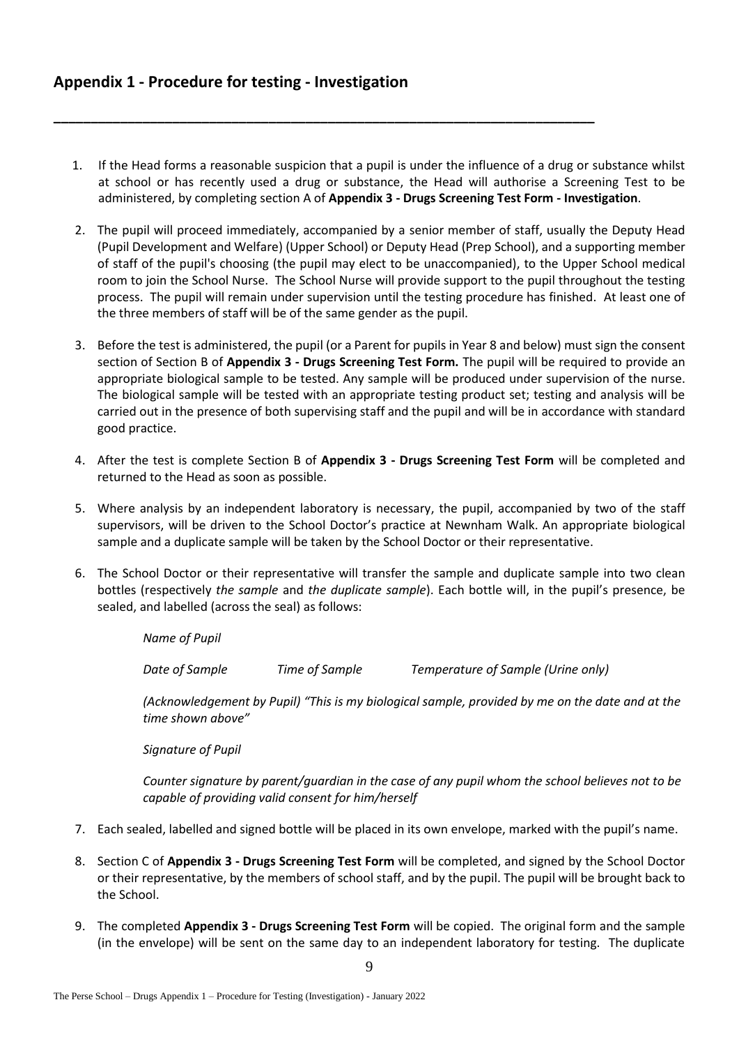## Appendix 1 - Procedure for testing - Investigation

1. If the Head forms a reasonable suspicion that a pupil is under the influence of a drug or substance whilst at school or has recently used a drug or substance, the Head will authorise a Screening Test to be administered, by completing section A of **Appendix 3 - Drugs Screening Test Form - Investigation**.

2. The pupil will proceed immediately, accompanied by a senior member of staff, usually the Deputy Head (Pupil Development and Welfare) (Upper School) or Deputy Head (Prep School), and a supporting member of staff of the pupil's choosing (the pupil may elect to be unaccompanied), to the Upper School medical room to join the School Nurse. The School Nurse will provide support to the pupil throughout the testing process. The pupil will remain under supervision until the testing procedure has finished. At least one of the three members of staff will be of the same gender as the pupil.

3. Before the test is administered, the pupil (or a Parent for pupils in Year 8 and below) must sign the consent section of Section B of **Appendix 3 - Drugs Screening Test Form.** The pupil will be required to provide an appropriate biological sample to be tested. Any sample will be produced under supervision of the nurse. The biological sample will be tested with an appropriate testing product set; testing and analysis will be carried out in the presence of both supervising staff and the pupil and will be in accordance with standard good practice.

4. After the test is complete Section B of **Appendix 3 - Drugs Screening Test Form** will be completed and returned to the Head as soon as possible.

5. Where analysis by an independent laboratory is necessary, the pupil, accompanied by two of the staff supervisors, will be driven to the School Doctor's practice at Newnham Walk. An appropriate biological sample and a duplicate sample will be taken by the School Doctor or their representative.

6. The School Doctor or their representative will transfer the sample and duplicate sample into two clean bottles (respectively *the sample* and *the duplicate sample*). Each bottle will, in the pupil's presence, be sealed, and labelled (across the seal) as follows:

   *Name of Pupil*

   *Date of Sample* *Time of Sample* *Temperature of Sample (Urine only)*

   *(Acknowledgement by Pupil) "This is my biological sample, provided by me on the date and at the time shown above"*

   *Signature of Pupil*

   *Counter signature by parent/guardian in the case of any pupil whom the school believes not to be capable of providing valid consent for him/herself*

7. Each sealed, labelled and signed bottle will be placed in its own envelope, marked with the pupil's name.

8. Section C of **Appendix 3 - Drugs Screening Test Form** will be completed, and signed by the School Doctor or their representative, by the members of school staff, and by the pupil. The pupil will be brought back to the School.

9. The completed **Appendix 3 - Drugs Screening Test Form** will be copied. The original form and the sample (in the envelope) will be sent on the same day to an independent laboratory for testing. The duplicate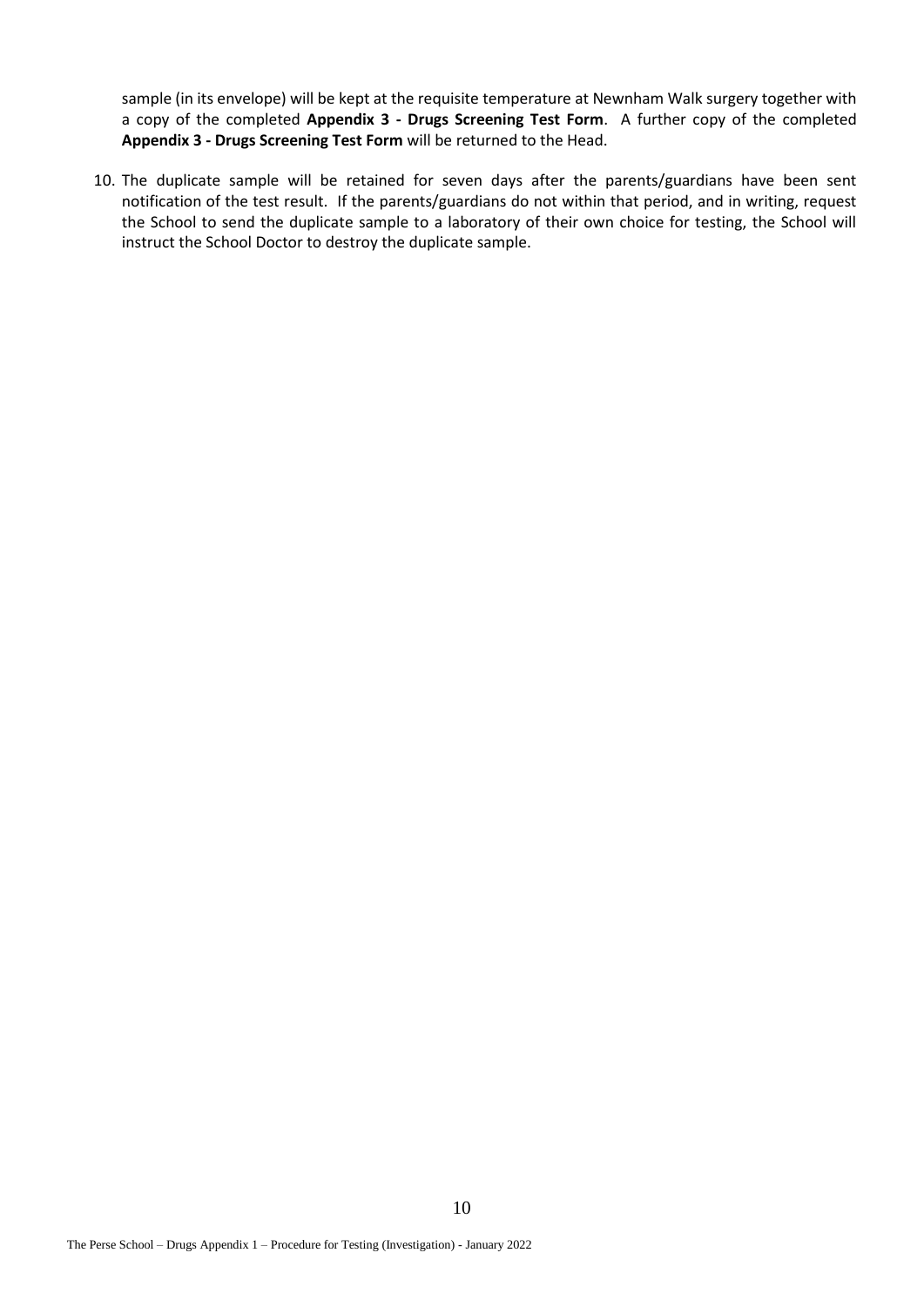sample (in its envelope) will be kept at the requisite temperature at Newnham Walk surgery together with a copy of the completed **Appendix 3 - Drugs Screening Test Form**. A further copy of the completed **Appendix 3 - Drugs Screening Test Form** will be returned to the Head.

10. The duplicate sample will be retained for seven days after the parents/guardians have been sent notification of the test result. If the parents/guardians do not within that period, and in writing, request the School to send the duplicate sample to a laboratory of their own choice for testing, the School will instruct the School Doctor to destroy the duplicate sample.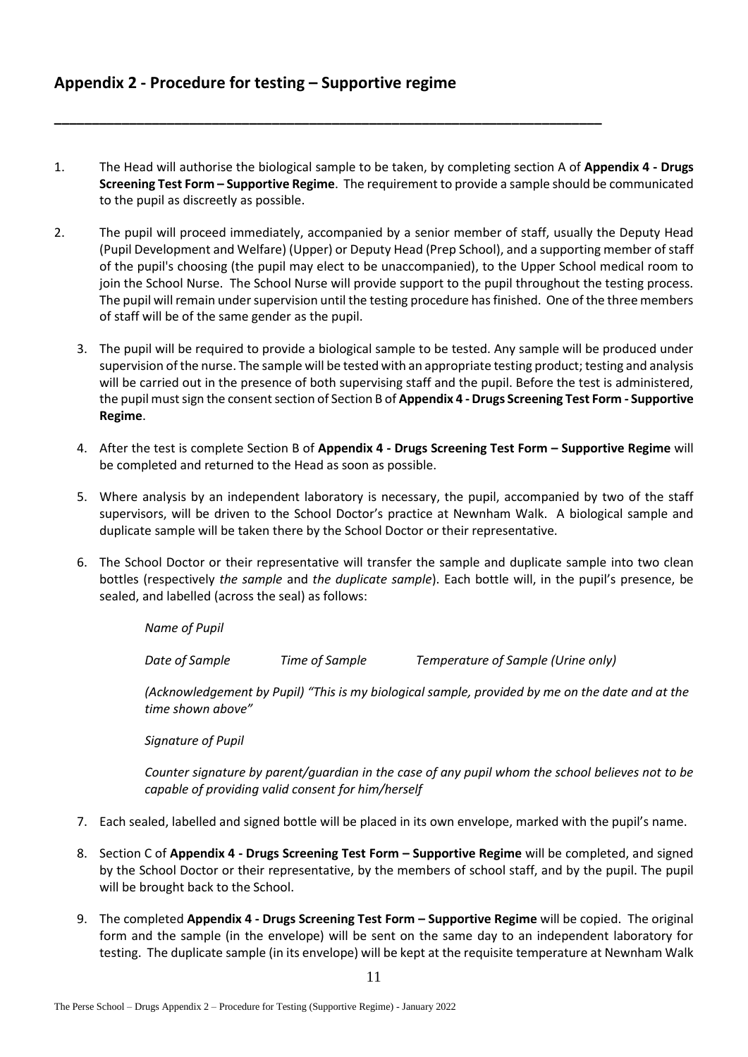## Appendix 2 - Procedure for testing – Supportive regime

1. The Head will authorise the biological sample to be taken, by completing section A of **Appendix 4 - Drugs Screening Test Form – Supportive Regime**. The requirement to provide a sample should be communicated to the pupil as discreetly as possible.

2. The pupil will proceed immediately, accompanied by a senior member of staff, usually the Deputy Head (Pupil Development and Welfare) (Upper) or Deputy Head (Prep School), and a supporting member of staff of the pupil's choosing (the pupil may elect to be unaccompanied), to the Upper School medical room to join the School Nurse. The School Nurse will provide support to the pupil throughout the testing process. The pupil will remain under supervision until the testing procedure has finished. One of the three members of staff will be of the same gender as the pupil.

3. The pupil will be required to provide a biological sample to be tested. Any sample will be produced under supervision of the nurse. The sample will be tested with an appropriate testing product; testing and analysis will be carried out in the presence of both supervising staff and the pupil. Before the test is administered, the pupil must sign the consent section of Section B of **Appendix 4 - Drugs Screening Test Form - Supportive Regime**.

4. After the test is complete Section B of **Appendix 4 - Drugs Screening Test Form – Supportive Regime** will be completed and returned to the Head as soon as possible.

5. Where analysis by an independent laboratory is necessary, the pupil, accompanied by two of the staff supervisors, will be driven to the School Doctor's practice at Newnham Walk. A biological sample and duplicate sample will be taken there by the School Doctor or their representative.

6. The School Doctor or their representative will transfer the sample and duplicate sample into two clean bottles (respectively *the sample* and *the duplicate sample*). Each bottle will, in the pupil's presence, be sealed, and labelled (across the seal) as follows:

   *Name of Pupil*

   *Date of Sample* *Time of Sample* *Temperature of Sample (Urine only)*

   *(Acknowledgement by Pupil) "This is my biological sample, provided by me on the date and at the time shown above"*

   *Signature of Pupil*

   *Counter signature by parent/guardian in the case of any pupil whom the school believes not to be capable of providing valid consent for him/herself*

7. Each sealed, labelled and signed bottle will be placed in its own envelope, marked with the pupil's name.

8. Section C of **Appendix 4 - Drugs Screening Test Form – Supportive Regime** will be completed, and signed by the School Doctor or their representative, by the members of school staff, and by the pupil. The pupil will be brought back to the School.

9. The completed **Appendix 4 - Drugs Screening Test Form – Supportive Regime** will be copied. The original form and the sample (in the envelope) will be sent on the same day to an independent laboratory for testing. The duplicate sample (in its envelope) will be kept at the requisite temperature at Newnham Walk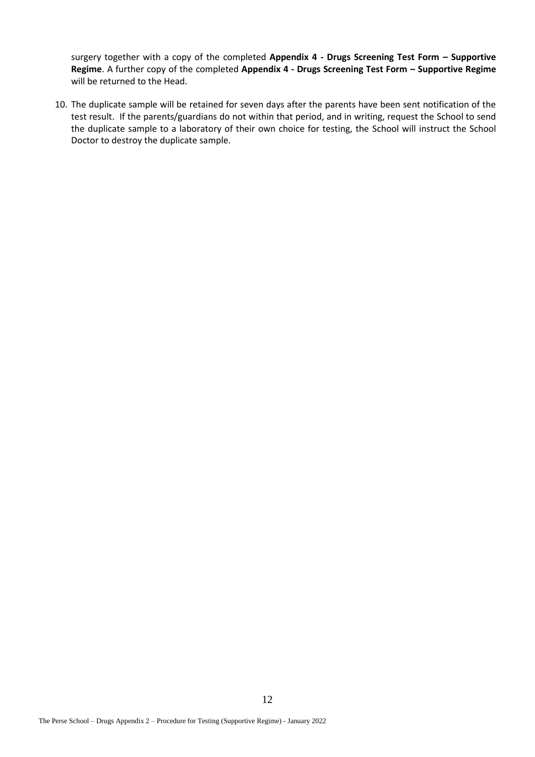surgery together with a copy of the completed **Appendix 4 - Drugs Screening Test Form – Supportive Regime**. A further copy of the completed **Appendix 4 - Drugs Screening Test Form – Supportive Regime** will be returned to the Head.

10. The duplicate sample will be retained for seven days after the parents have been sent notification of the test result. If the parents/guardians do not within that period, and in writing, request the School to send the duplicate sample to a laboratory of their own choice for testing, the School will instruct the School Doctor to destroy the duplicate sample.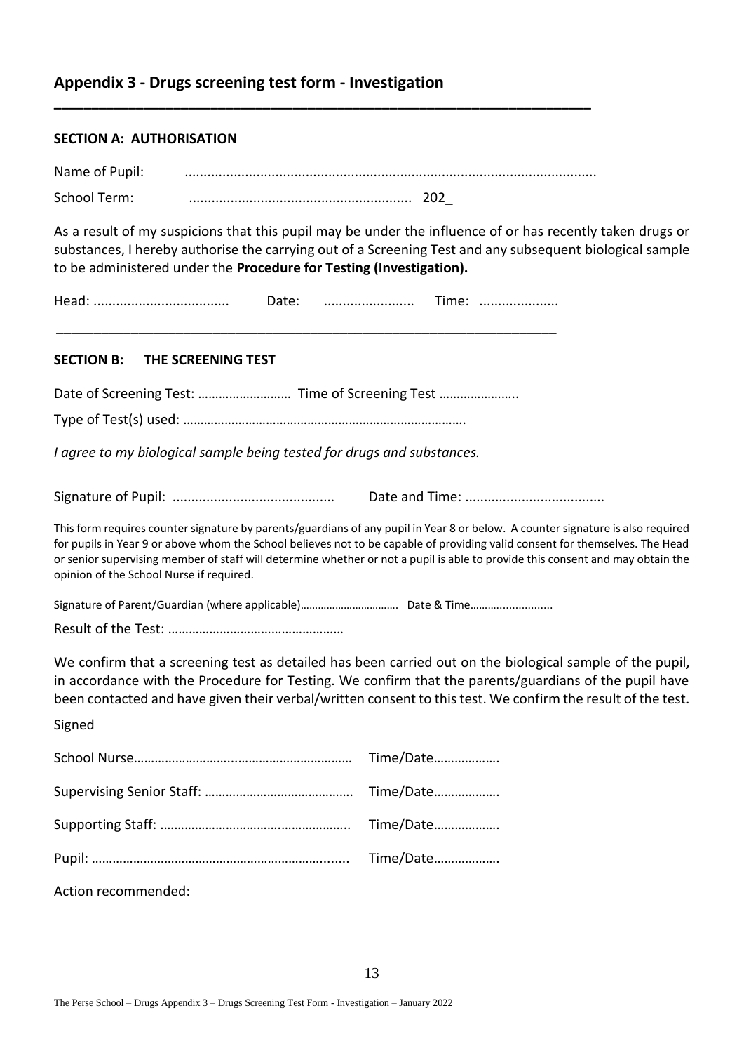## Appendix 3 - Drugs screening test form - Investigation

### SECTION A: AUTHORISATION

Name of Pupil: ............................................................................................................

School Term: .......................................................... 202_

As a result of my suspicions that this pupil may be under the influence of or has recently taken drugs or substances, I hereby authorise the carrying out of a Screening Test and any subsequent biological sample to be administered under the **Procedure for Testing (Investigation).**

Head: .................................... Date: ........................ Time: .....................

### SECTION B: THE SCREENING TEST

Date of Screening Test: ……………………… Time of Screening Test ………………….

Type of Test(s) used: ……………………………………………………………………….

*I agree to my biological sample being tested for drugs and substances.*

Signature of Pupil: ........................................... Date and Time: .....................................

This form requires counter signature by parents/guardians of any pupil in Year 8 or below. A counter signature is also required for pupils in Year 9 or above whom the School believes not to be capable of providing valid consent for themselves. The Head or senior supervising member of staff will determine whether or not a pupil is able to provide this consent and may obtain the opinion of the School Nurse if required.

Signature of Parent/Guardian (where applicable)…………………………… Date & Time………………………

Result of the Test: ……………………………………………

We confirm that a screening test as detailed has been carried out on the biological sample of the pupil, in accordance with the Procedure for Testing. We confirm that the parents/guardians of the pupil have been contacted and have given their verbal/written consent to this test. We confirm the result of the test.

Signed

School Nurse……………………….……………………………… Time/Date……………….

Supervising Senior Staff: ……………………………………. Time/Date……………….

Supporting Staff: ………………………………………………. Time/Date……………….

Pupil: ………………………………………………………………… Time/Date……………….

Action recommended: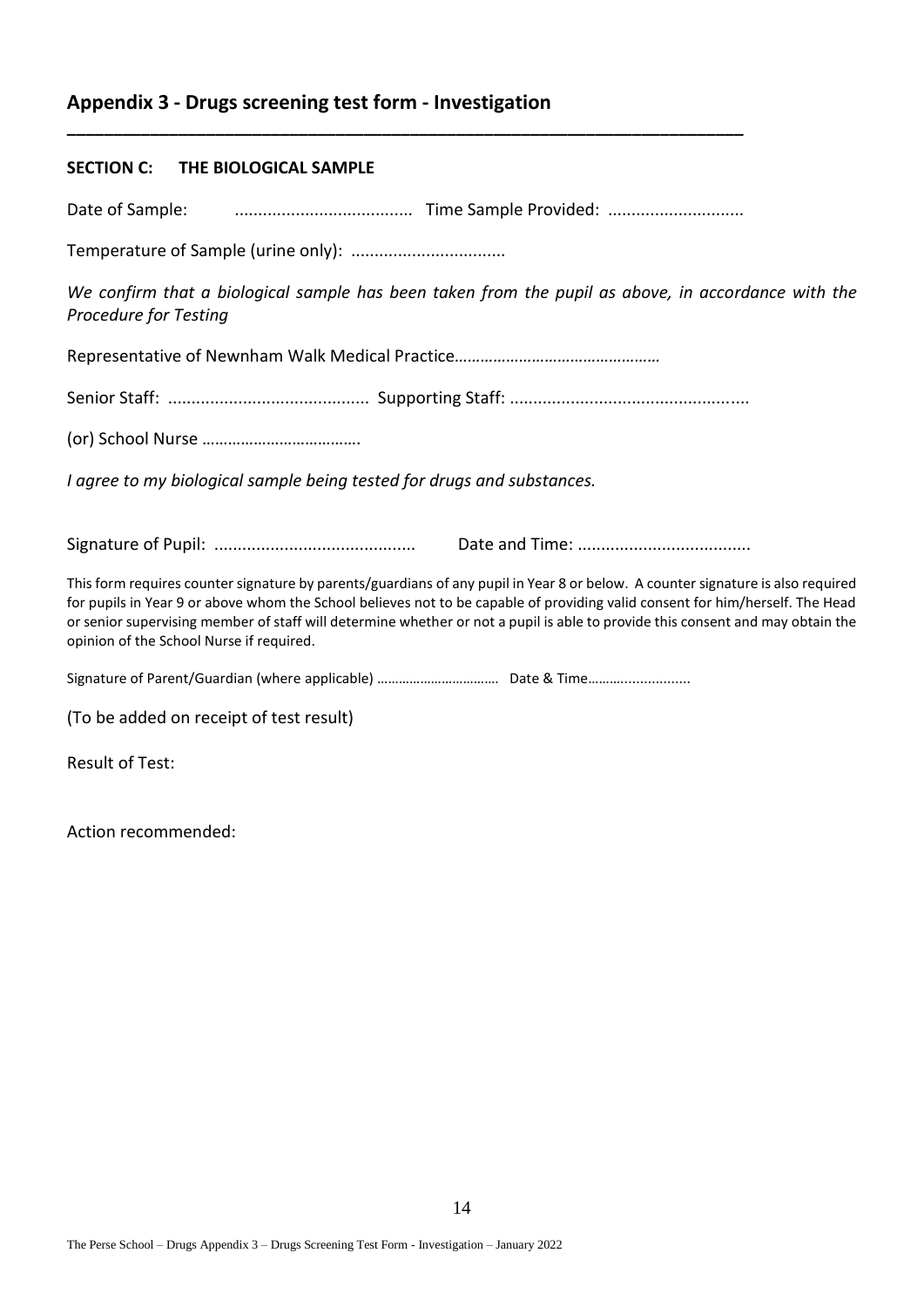## Appendix 3 - Drugs screening test form - Investigation

---

**SECTION C: THE BIOLOGICAL SAMPLE**

Date of Sample: ...................................... Time Sample Provided: .............................

Temperature of Sample (urine only): .................................

*We confirm that a biological sample has been taken from the pupil as above, in accordance with the Procedure for Testing*

Representative of Newnham Walk Medical Practice…………………………………………

Senior Staff: ........................................... Supporting Staff: ..................................................

(or) School Nurse ……………………………….

*I agree to my biological sample being tested for drugs and substances.*

Signature of Pupil: ........................................... Date and Time: .....................................

This form requires counter signature by parents/guardians of any pupil in Year 8 or below. A counter signature is also required for pupils in Year 9 or above whom the School believes not to be capable of providing valid consent for him/herself. The Head or senior supervising member of staff will determine whether or not a pupil is able to provide this consent and may obtain the opinion of the School Nurse if required.

Signature of Parent/Guardian (where applicable) …………………………… Date & Time………………………

(To be added on receipt of test result)

Result of Test:

Action recommended: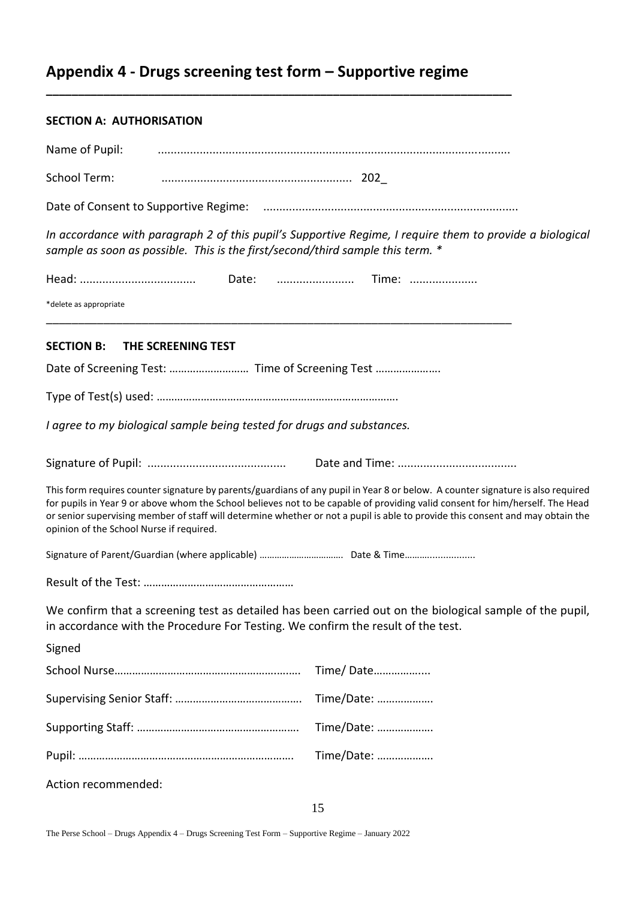# Appendix 4 - Drugs screening test form – Supportive regime

---

### SECTION A: AUTHORISATION

Name of Pupil: ..........................................................................................................

School Term: .......................................................... 202_

Date of Consent to Supportive Regime: ..............................................................................

*In accordance with paragraph 2 of this pupil's Supportive Regime, I require them to provide a biological sample as soon as possible. This is the first/second/third sample this term. **

Head: .................................... Date: ........................ Time: .....................

*delete as appropriate

---

### SECTION B: THE SCREENING TEST

Date of Screening Test: …………………….. Time of Screening Test ………………….

Type of Test(s) used: ……………………………………………………………………….

*I agree to my biological sample being tested for drugs and substances.*

Signature of Pupil: .......................................... Date and Time: ....................................

This form requires counter signature by parents/guardians of any pupil in Year 8 or below. A counter signature is also required for pupils in Year 9 or above whom the School believes not to be capable of providing valid consent for him/herself. The Head or senior supervising member of staff will determine whether or not a pupil is able to provide this consent and may obtain the opinion of the School Nurse if required.

Signature of Parent/Guardian (where applicable) ……………………………. Date & Time……………………..

Result of the Test: ……………………………………………

We confirm that a screening test as detailed has been carried out on the biological sample of the pupil, in accordance with the Procedure For Testing. We confirm the result of the test.

Signed

School Nurse……………………………………………………. Time/ Date……………...

Supervising Senior Staff: ……………………………………. Time/Date: ……………….

Supporting Staff: ………………………………………………. Time/Date: ……………….

Pupil: ………………………………………………………………. Time/Date: ……………….

Action recommended: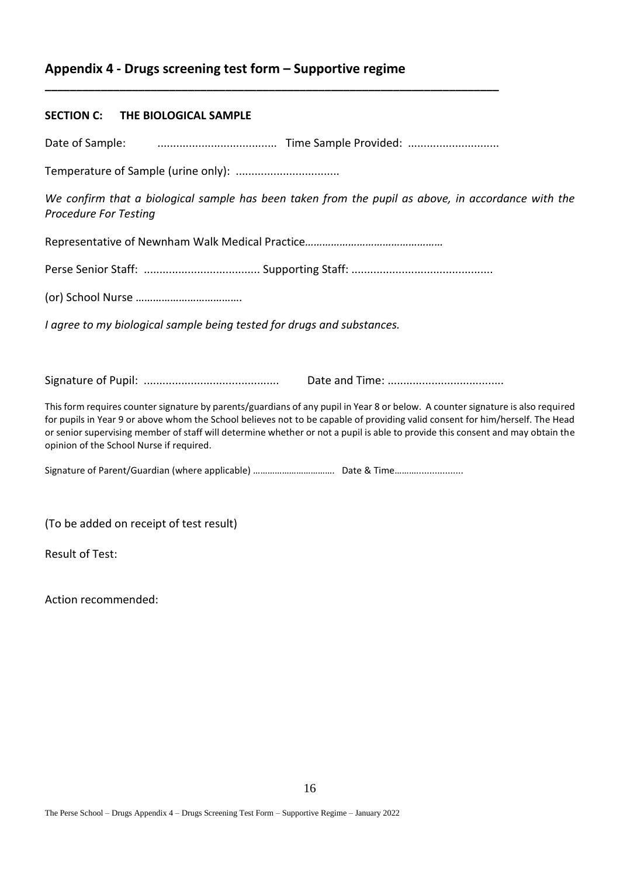## Appendix 4 - Drugs screening test form – Supportive regime

**SECTION C: THE BIOLOGICAL SAMPLE**

Date of Sample: ...................................... Time Sample Provided: .............................

Temperature of Sample (urine only): .................................

*We confirm that a biological sample has been taken from the pupil as above, in accordance with the Procedure For Testing*

Representative of Newnham Walk Medical Practice…………………………………………

Perse Senior Staff: ..................................... Supporting Staff: .............................................

(or) School Nurse ……………………………….

*I agree to my biological sample being tested for drugs and substances.*

Signature of Pupil: ........................................... Date and Time: .....................................

This form requires counter signature by parents/guardians of any pupil in Year 8 or below. A counter signature is also required for pupils in Year 9 or above whom the School believes not to be capable of providing valid consent for him/herself. The Head or senior supervising member of staff will determine whether or not a pupil is able to provide this consent and may obtain the opinion of the School Nurse if required.

Signature of Parent/Guardian (where applicable) ……………………………. Date & Time……….................

(To be added on receipt of test result)

Result of Test:

Action recommended: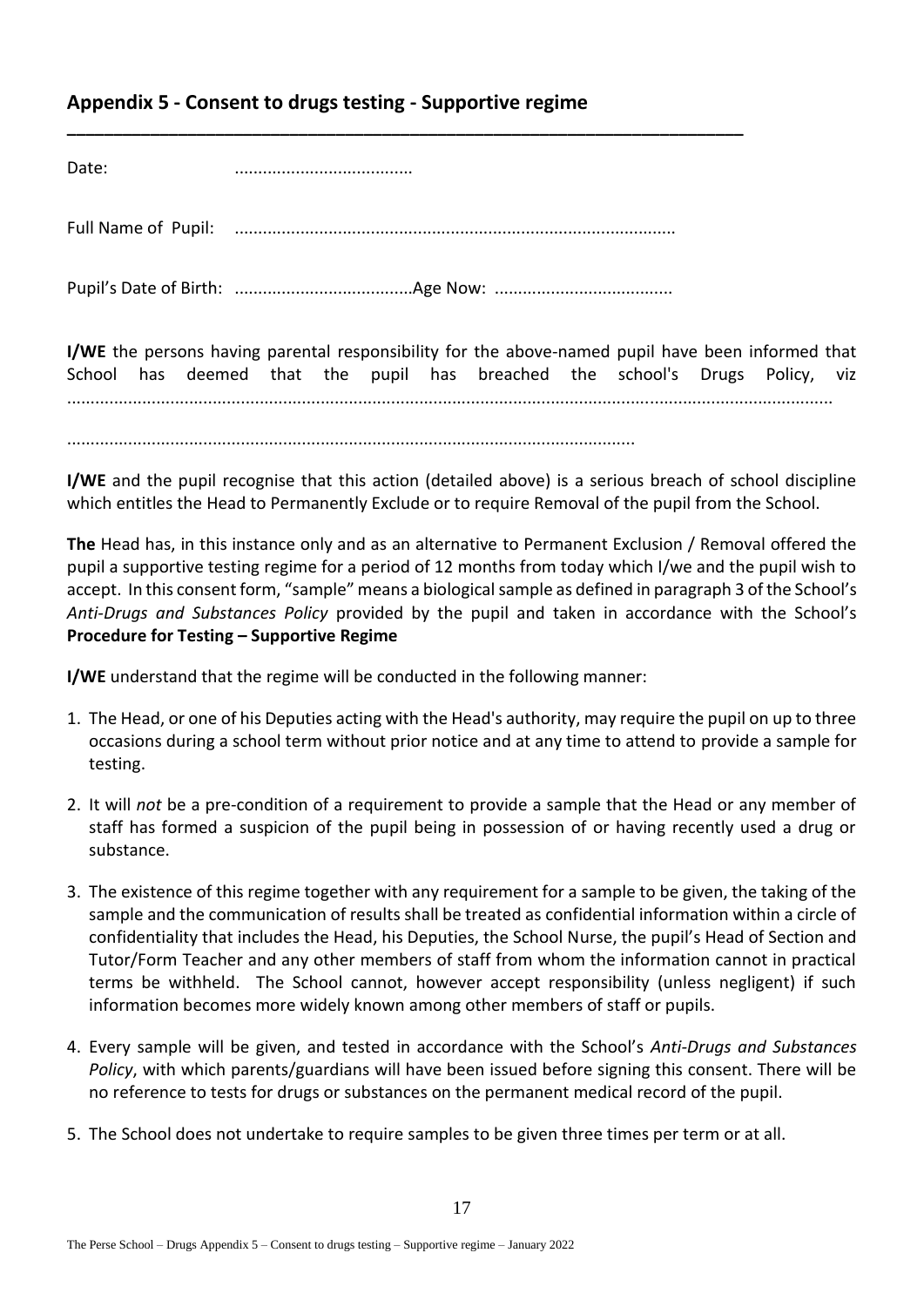## Appendix 5 - Consent to drugs testing - Supportive regime

Date: .....................................

Full Name of Pupil: .............................................................................................

Pupil's Date of Birth: .....................................Age Now: .....................................

**I/WE** the persons having parental responsibility for the above-named pupil have been informed that School has deemed that the pupil has breached the school's Drugs Policy, viz ..................................................................................................................................................

.......................................................................................................................

**I/WE** and the pupil recognise that this action (detailed above) is a serious breach of school discipline which entitles the Head to Permanently Exclude or to require Removal of the pupil from the School.

**The** Head has, in this instance only and as an alternative to Permanent Exclusion / Removal offered the pupil a supportive testing regime for a period of 12 months from today which I/we and the pupil wish to accept. In this consent form, "sample" means a biological sample as defined in paragraph 3 of the School's *Anti-Drugs and Substances Policy* provided by the pupil and taken in accordance with the School's **Procedure for Testing – Supportive Regime**

**I/WE** understand that the regime will be conducted in the following manner:

1. The Head, or one of his Deputies acting with the Head's authority, may require the pupil on up to three occasions during a school term without prior notice and at any time to attend to provide a sample for testing.
2. It will *not* be a pre-condition of a requirement to provide a sample that the Head or any member of staff has formed a suspicion of the pupil being in possession of or having recently used a drug or substance.
3. The existence of this regime together with any requirement for a sample to be given, the taking of the sample and the communication of results shall be treated as confidential information within a circle of confidentiality that includes the Head, his Deputies, the School Nurse, the pupil's Head of Section and Tutor/Form Teacher and any other members of staff from whom the information cannot in practical terms be withheld. The School cannot, however accept responsibility (unless negligent) if such information becomes more widely known among other members of staff or pupils.
4. Every sample will be given, and tested in accordance with the School's *Anti-Drugs and Substances Policy*, with which parents/guardians will have been issued before signing this consent. There will be no reference to tests for drugs or substances on the permanent medical record of the pupil.
5. The School does not undertake to require samples to be given three times per term or at all.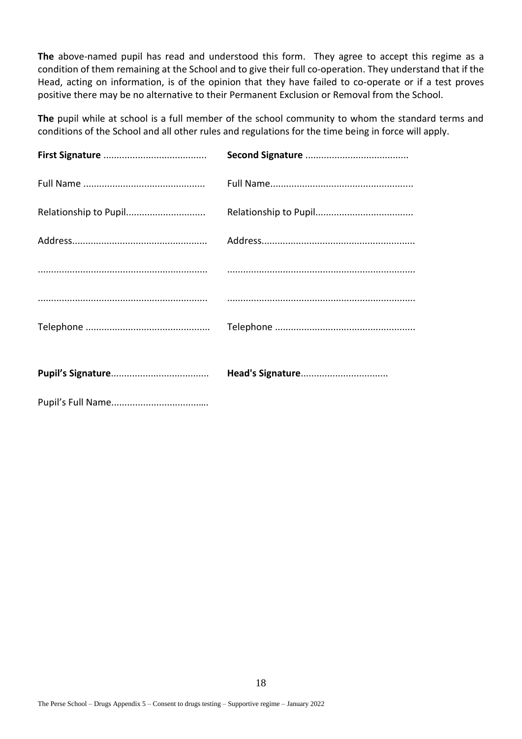**The** above-named pupil has read and understood this form. They agree to accept this regime as a condition of them remaining at the School and to give their full co-operation. They understand that if the Head, acting on information, is of the opinion that they have failed to co-operate or if a test proves positive there may be no alternative to their Permanent Exclusion or Removal from the School.

**The** pupil while at school is a full member of the school community to whom the standard terms and conditions of the School and all other rules and regulations for the time being in force will apply.

| | |
|---|---|
| **First Signature** ...................................... | **Second Signature** ...................................... |
| Full Name ............................................. | Full Name..................................................... |
| Relationship to Pupil............................. | Relationship to Pupil.................................... |
| Address................................................... | Address......................................................... |
| ............................................................... | ...................................................................... |
| ............................................................... | ...................................................................... |
| Telephone .............................................. | Telephone .................................................... |
| **Pupil's Signature**.................................... | **Head's Signature**................................ |
| Pupil's Full Name.................................... | |